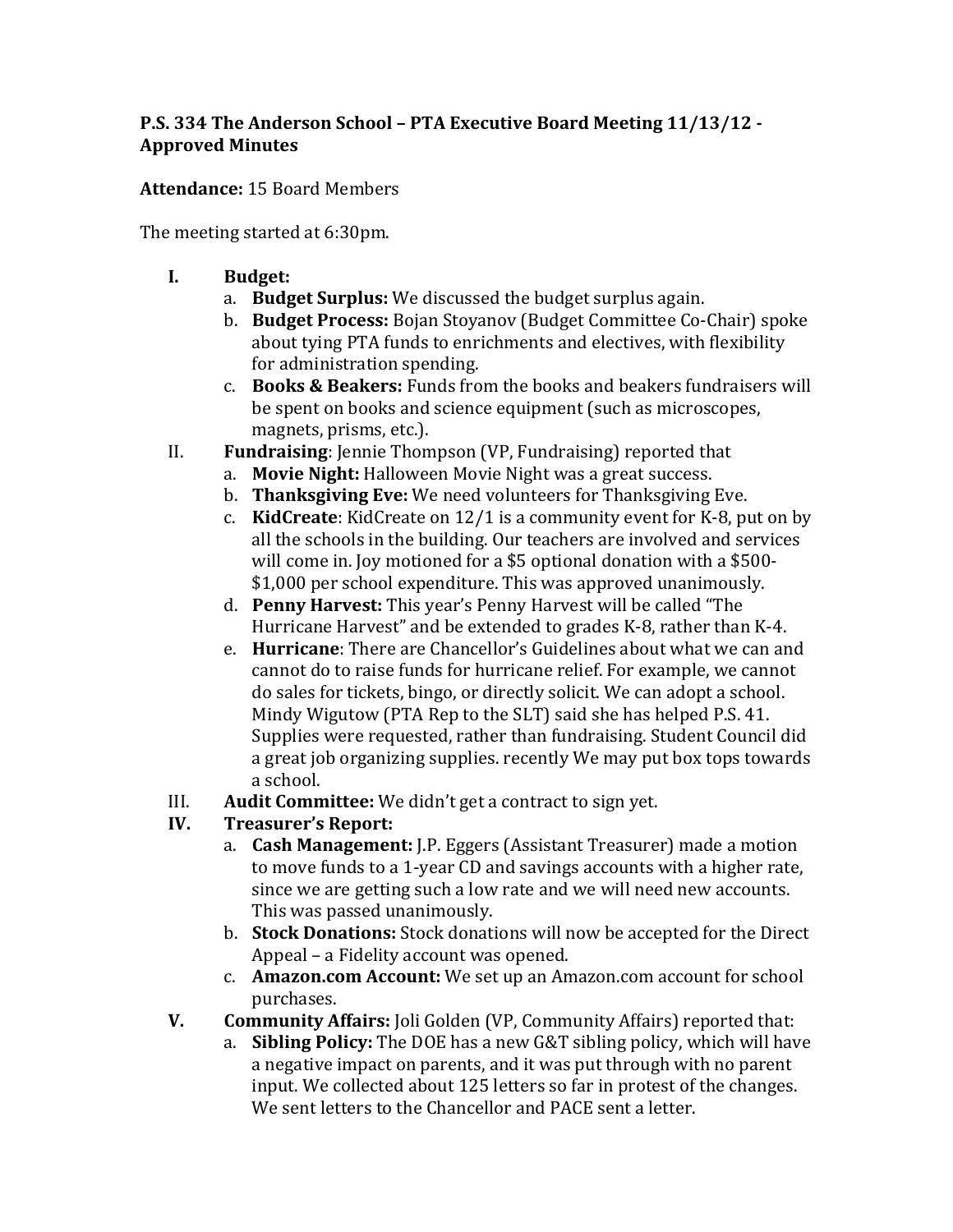**P.S. 334 The Anderson School – PTA Executive Board Meeting 11/13/12 - Approved Minutes**

**Attendance:** 15 Board Members

The meeting started at 6:30pm.

**I. Budget:**

a. **Budget Surplus:** We discussed the budget surplus again.

b. **Budget Process:** Bojan Stoyanov (Budget Committee Co-Chair) spoke about tying PTA funds to enrichments and electives, with flexibility for administration spending.

c. **Books & Beakers:** Funds from the books and beakers fundraisers will be spent on books and science equipment (such as microscopes, magnets, prisms, etc.).

II. **Fundraising**: Jennie Thompson (VP, Fundraising) reported that

a. **Movie Night:** Halloween Movie Night was a great success.

b. **Thanksgiving Eve:** We need volunteers for Thanksgiving Eve.

c. **KidCreate**: KidCreate on 12/1 is a community event for K-8, put on by all the schools in the building. Our teachers are involved and services will come in. Joy motioned for a $5 optional donation with a $500-$1,000 per school expenditure. This was approved unanimously.

d. **Penny Harvest:** This year's Penny Harvest will be called "The Hurricane Harvest" and be extended to grades K-8, rather than K-4.

e. **Hurricane**: There are Chancellor's Guidelines about what we can and cannot do to raise funds for hurricane relief. For example, we cannot do sales for tickets, bingo, or directly solicit. We can adopt a school. Mindy Wigutow (PTA Rep to the SLT) said she has helped P.S. 41. Supplies were requested, rather than fundraising. Student Council did a great job organizing supplies. recently We may put box tops towards a school.

III. **Audit Committee:** We didn't get a contract to sign yet.

**IV. Treasurer's Report:**

a. **Cash Management:** J.P. Eggers (Assistant Treasurer) made a motion to move funds to a 1-year CD and savings accounts with a higher rate, since we are getting such a low rate and we will need new accounts. This was passed unanimously.

b. **Stock Donations:** Stock donations will now be accepted for the Direct Appeal – a Fidelity account was opened.

c. **Amazon.com Account:** We set up an Amazon.com account for school purchases.

**V. Community Affairs:** Joli Golden (VP, Community Affairs) reported that:

a. **Sibling Policy:** The DOE has a new G&T sibling policy, which will have a negative impact on parents, and it was put through with no parent input. We collected about 125 letters so far in protest of the changes. We sent letters to the Chancellor and PACE sent a letter.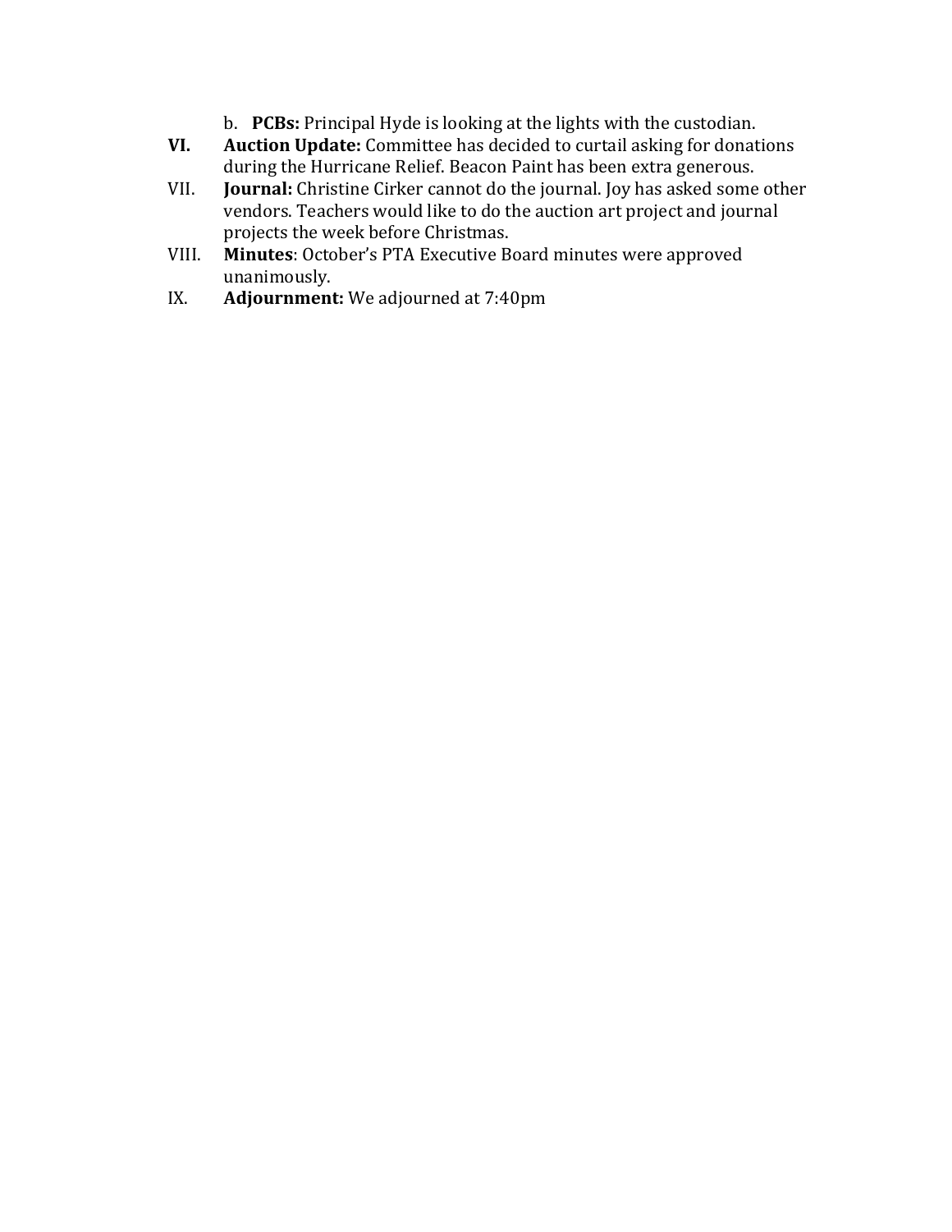b. **PCBs:** Principal Hyde is looking at the lights with the custodian.

**VI.** **Auction Update:** Committee has decided to curtail asking for donations during the Hurricane Relief. Beacon Paint has been extra generous.

VII. **Journal:** Christine Cirker cannot do the journal. Joy has asked some other vendors. Teachers would like to do the auction art project and journal projects the week before Christmas.

VIII. **Minutes**: October's PTA Executive Board minutes were approved unanimously.

IX. **Adjournment:** We adjourned at 7:40pm